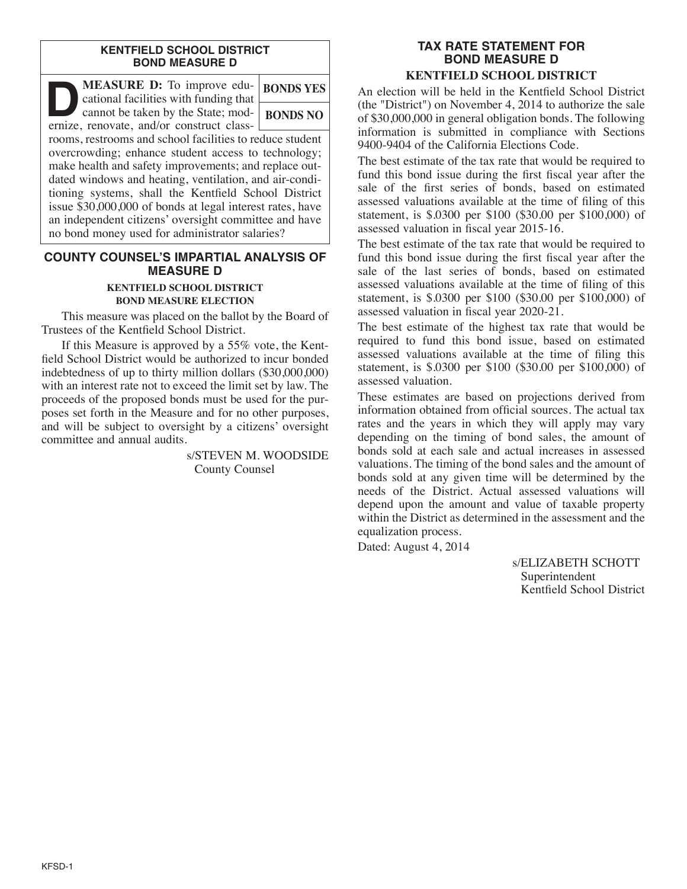## KENTFIELD SCHOOL DISTRICT BOND MEASURE D

**MEASURE D:** To improve educational facilities with funding that cannot be taken by the State; modernize, renovate, and/or construct classrooms, restrooms and school facilities to reduce student overcrowding; enhance student access to technology; make health and safety improvements; and replace outdated windows and heating, ventilation, and air-conditioning systems, shall the Kentfield School District issue $30,000,000 of bonds at legal interest rates, have an independent citizens' oversight committee and have no bond money used for administrator salaries?

| BONDS YES |
|---|
| BONDS NO |

## COUNTY COUNSEL'S IMPARTIAL ANALYSIS OF MEASURE D

### KENTFIELD SCHOOL DISTRICT BOND MEASURE ELECTION

This measure was placed on the ballot by the Board of Trustees of the Kentfield School District.

If this Measure is approved by a 55% vote, the Kentfield School District would be authorized to incur bonded indebtedness of up to thirty million dollars ($30,000,000) with an interest rate not to exceed the limit set by law. The proceeds of the proposed bonds must be used for the purposes set forth in the Measure and for no other purposes, and will be subject to oversight by a citizens' oversight committee and annual audits.

s/STEVEN M. WOODSIDE
County Counsel

## TAX RATE STATEMENT FOR BOND MEASURE D

### KENTFIELD SCHOOL DISTRICT

An election will be held in the Kentfield School District (the "District") on November 4, 2014 to authorize the sale of $30,000,000 in general obligation bonds. The following information is submitted in compliance with Sections 9400-9404 of the California Elections Code.

The best estimate of the tax rate that would be required to fund this bond issue during the first fiscal year after the sale of the first series of bonds, based on estimated assessed valuations available at the time of filing of this statement, is $.0300 per $100 ($30.00 per $100,000) of assessed valuation in fiscal year 2015-16.

The best estimate of the tax rate that would be required to fund this bond issue during the first fiscal year after the sale of the last series of bonds, based on estimated assessed valuations available at the time of filing of this statement, is $.0300 per $100 ($30.00 per $100,000) of assessed valuation in fiscal year 2020-21.

The best estimate of the highest tax rate that would be required to fund this bond issue, based on estimated assessed valuations available at the time of filing this statement, is $.0300 per $100 ($30.00 per $100,000) of assessed valuation.

These estimates are based on projections derived from information obtained from official sources. The actual tax rates and the years in which they will apply may vary depending on the timing of bond sales, the amount of bonds sold at each sale and actual increases in assessed valuations. The timing of the bond sales and the amount of bonds sold at any given time will be determined by the needs of the District. Actual assessed valuations will depend upon the amount and value of taxable property within the District as determined in the assessment and the equalization process.

Dated: August 4, 2014

s/ELIZABETH SCHOTT
Superintendent
Kentfield School District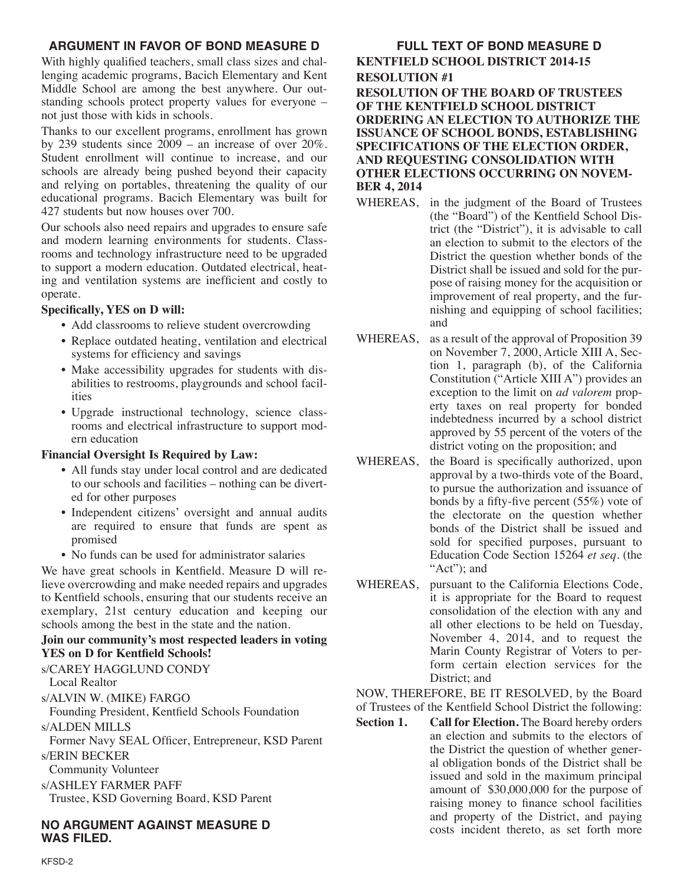## ARGUMENT IN FAVOR OF BOND MEASURE D

With highly qualified teachers, small class sizes and challenging academic programs, Bacich Elementary and Kent Middle School are among the best anywhere. Our outstanding schools protect property values for everyone – not just those with kids in schools.

Thanks to our excellent programs, enrollment has grown by 239 students since 2009 – an increase of over 20%. Student enrollment will continue to increase, and our schools are already being pushed beyond their capacity and relying on portables, threatening the quality of our educational programs. Bacich Elementary was built for 427 students but now houses over 700.

Our schools also need repairs and upgrades to ensure safe and modern learning environments for students. Classrooms and technology infrastructure need to be upgraded to support a modern education. Outdated electrical, heating and ventilation systems are inefficient and costly to operate.

**Specifically, YES on D will:**

- Add classrooms to relieve student overcrowding
- Replace outdated heating, ventilation and electrical systems for efficiency and savings
- Make accessibility upgrades for students with disabilities to restrooms, playgrounds and school facilities
- Upgrade instructional technology, science classrooms and electrical infrastructure to support modern education

**Financial Oversight Is Required by Law:**

- All funds stay under local control and are dedicated to our schools and facilities – nothing can be diverted for other purposes
- Independent citizens' oversight and annual audits are required to ensure that funds are spent as promised
- No funds can be used for administrator salaries

We have great schools in Kentfield. Measure D will relieve overcrowding and make needed repairs and upgrades to Kentfield schools, ensuring that our students receive an exemplary, 21st century education and keeping our schools among the best in the state and the nation.

**Join our community's most respected leaders in voting YES on D for Kentfield Schools!**

s/CAREY HAGGLUND CONDY
Local Realtor

s/ALVIN W. (MIKE) FARGO
Founding President, Kentfield Schools Foundation

s/ALDEN MILLS
Former Navy SEAL Officer, Entrepreneur, KSD Parent

s/ERIN BECKER
Community Volunteer

s/ASHLEY FARMER PAFF
Trustee, KSD Governing Board, KSD Parent

## NO ARGUMENT AGAINST MEASURE D WAS FILED.

## FULL TEXT OF BOND MEASURE D

**KENTFIELD SCHOOL DISTRICT 2014-15**

**RESOLUTION #1**

**RESOLUTION OF THE BOARD OF TRUSTEES OF THE KENTFIELD SCHOOL DISTRICT ORDERING AN ELECTION TO AUTHORIZE THE ISSUANCE OF SCHOOL BONDS, ESTABLISHING SPECIFICATIONS OF THE ELECTION ORDER, AND REQUESTING CONSOLIDATION WITH OTHER ELECTIONS OCCURRING ON NOVEMBER 4, 2014**

WHEREAS, in the judgment of the Board of Trustees (the "Board") of the Kentfield School District (the "District"), it is advisable to call an election to submit to the electors of the District the question whether bonds of the District shall be issued and sold for the purpose of raising money for the acquisition or improvement of real property, and the furnishing and equipping of school facilities; and

WHEREAS, as a result of the approval of Proposition 39 on November 7, 2000, Article XIII A, Section 1, paragraph (b), of the California Constitution ("Article XIII A") provides an exception to the limit on *ad valorem* property taxes on real property for bonded indebtedness incurred by a school district approved by 55 percent of the voters of the district voting on the proposition; and

WHEREAS, the Board is specifically authorized, upon approval by a two-thirds vote of the Board, to pursue the authorization and issuance of bonds by a fifty-five percent (55%) vote of the electorate on the question whether bonds of the District shall be issued and sold for specified purposes, pursuant to Education Code Section 15264 *et seq.* (the "Act"); and

WHEREAS, pursuant to the California Elections Code, it is appropriate for the Board to request consolidation of the election with any and all other elections to be held on Tuesday, November 4, 2014, and to request the Marin County Registrar of Voters to perform certain election services for the District; and

NOW, THEREFORE, BE IT RESOLVED, by the Board of Trustees of the Kentfield School District the following:

**Section 1.** **Call for Election.** The Board hereby orders an election and submits to the electors of the District the question of whether general obligation bonds of the District shall be issued and sold in the maximum principal amount of $30,000,000 for the purpose of raising money to finance school facilities and property of the District, and paying costs incident thereto, as set forth more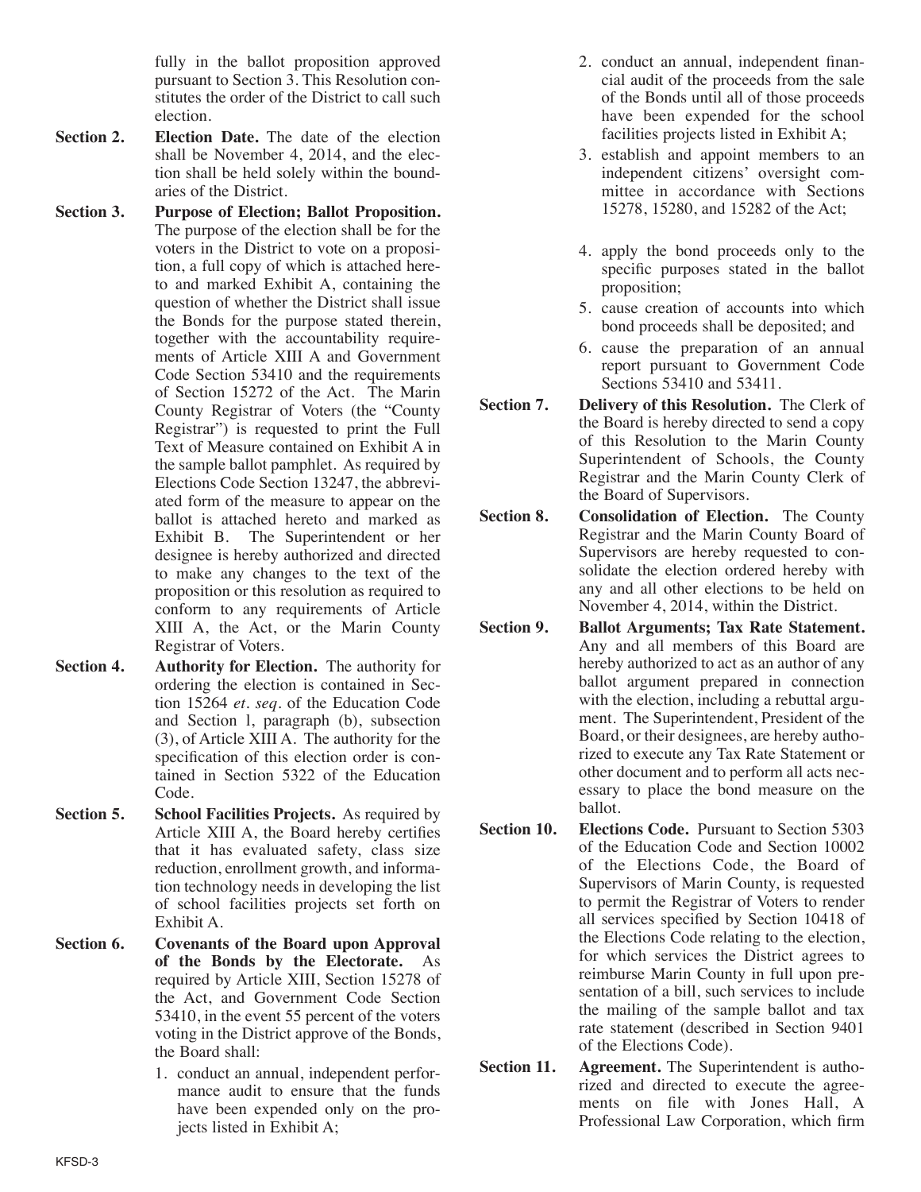fully in the ballot proposition approved pursuant to Section 3. This Resolution constitutes the order of the District to call such election.

**Section 2. Election Date.** The date of the election shall be November 4, 2014, and the election shall be held solely within the boundaries of the District.

**Section 3. Purpose of Election; Ballot Proposition.** The purpose of the election shall be for the voters in the District to vote on a proposition, a full copy of which is attached hereto and marked Exhibit A, containing the question of whether the District shall issue the Bonds for the purpose stated therein, together with the accountability requirements of Article XIII A and Government Code Section 53410 and the requirements of Section 15272 of the Act. The Marin County Registrar of Voters (the "County Registrar") is requested to print the Full Text of Measure contained on Exhibit A in the sample ballot pamphlet. As required by Elections Code Section 13247, the abbreviated form of the measure to appear on the ballot is attached hereto and marked as Exhibit B. The Superintendent or her designee is hereby authorized and directed to make any changes to the text of the proposition or this resolution as required to conform to any requirements of Article XIII A, the Act, or the Marin County Registrar of Voters.

**Section 4. Authority for Election.** The authority for ordering the election is contained in Section 15264 *et. seq.* of the Education Code and Section l, paragraph (b), subsection (3), of Article XIII A. The authority for the specification of this election order is contained in Section 5322 of the Education Code.

**Section 5. School Facilities Projects.** As required by Article XIII A, the Board hereby certifies that it has evaluated safety, class size reduction, enrollment growth, and information technology needs in developing the list of school facilities projects set forth on Exhibit A.

**Section 6. Covenants of the Board upon Approval of the Bonds by the Electorate.** As required by Article XIII, Section 15278 of the Act, and Government Code Section 53410, in the event 55 percent of the voters voting in the District approve of the Bonds, the Board shall:

1. conduct an annual, independent performance audit to ensure that the funds have been expended only on the projects listed in Exhibit A;
2. conduct an annual, independent financial audit of the proceeds from the sale of the Bonds until all of those proceeds have been expended for the school facilities projects listed in Exhibit A;
3. establish and appoint members to an independent citizens' oversight committee in accordance with Sections 15278, 15280, and 15282 of the Act;
4. apply the bond proceeds only to the specific purposes stated in the ballot proposition;
5. cause creation of accounts into which bond proceeds shall be deposited; and
6. cause the preparation of an annual report pursuant to Government Code Sections 53410 and 53411.

**Section 7. Delivery of this Resolution.** The Clerk of the Board is hereby directed to send a copy of this Resolution to the Marin County Superintendent of Schools, the County Registrar and the Marin County Clerk of the Board of Supervisors.

**Section 8. Consolidation of Election.** The County Registrar and the Marin County Board of Supervisors are hereby requested to consolidate the election ordered hereby with any and all other elections to be held on November 4, 2014, within the District.

**Section 9. Ballot Arguments; Tax Rate Statement.** Any and all members of this Board are hereby authorized to act as an author of any ballot argument prepared in connection with the election, including a rebuttal argument. The Superintendent, President of the Board, or their designees, are hereby authorized to execute any Tax Rate Statement or other document and to perform all acts necessary to place the bond measure on the ballot.

**Section 10. Elections Code.** Pursuant to Section 5303 of the Education Code and Section 10002 of the Elections Code, the Board of Supervisors of Marin County, is requested to permit the Registrar of Voters to render all services specified by Section 10418 of the Elections Code relating to the election, for which services the District agrees to reimburse Marin County in full upon presentation of a bill, such services to include the mailing of the sample ballot and tax rate statement (described in Section 9401 of the Elections Code).

**Section 11. Agreement.** The Superintendent is authorized and directed to execute the agreements on file with Jones Hall, A Professional Law Corporation, which firm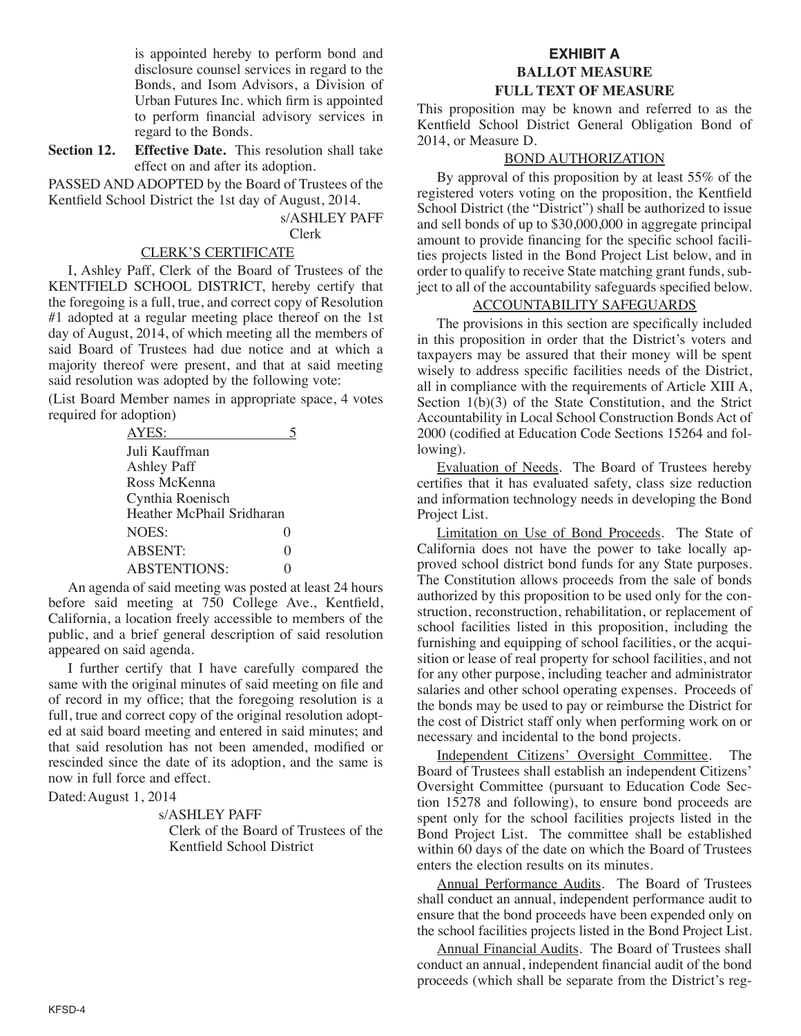is appointed hereby to perform bond and disclosure counsel services in regard to the Bonds, and Isom Advisors, a Division of Urban Futures Inc. which firm is appointed to perform financial advisory services in regard to the Bonds.

**Section 12. Effective Date.** This resolution shall take effect on and after its adoption.

PASSED AND ADOPTED by the Board of Trustees of the Kentfield School District the 1st day of August, 2014.

s/ASHLEY PAFF
Clerk

CLERK'S CERTIFICATE

I, Ashley Paff, Clerk of the Board of Trustees of the KENTFIELD SCHOOL DISTRICT, hereby certify that the foregoing is a full, true, and correct copy of Resolution #1 adopted at a regular meeting place thereof on the 1st day of August, 2014, of which meeting all the members of said Board of Trustees had due notice and at which a majority thereof were present, and that at said meeting said resolution was adopted by the following vote:

(List Board Member names in appropriate space, 4 votes required for adoption)

AYES: 5
Juli Kauffman
Ashley Paff
Ross McKenna
Cynthia Roenisch
Heather McPhail Sridharan

NOES: 0
ABSENT: 0
ABSTENTIONS: 0

An agenda of said meeting was posted at least 24 hours before said meeting at 750 College Ave., Kentfield, California, a location freely accessible to members of the public, and a brief general description of said resolution appeared on said agenda.

I further certify that I have carefully compared the same with the original minutes of said meeting on file and of record in my office; that the foregoing resolution is a full, true and correct copy of the original resolution adopted at said board meeting and entered in said minutes; and that said resolution has not been amended, modified or rescinded since the date of its adoption, and the same is now in full force and effect.

Dated: August 1, 2014

s/ASHLEY PAFF
Clerk of the Board of Trustees of the Kentfield School District

## EXHIBIT A
## BALLOT MEASURE
## FULL TEXT OF MEASURE

This proposition may be known and referred to as the Kentfield School District General Obligation Bond of 2014, or Measure D.

BOND AUTHORIZATION

By approval of this proposition by at least 55% of the registered voters voting on the proposition, the Kentfield School District (the "District") shall be authorized to issue and sell bonds of up to $30,000,000 in aggregate principal amount to provide financing for the specific school facilities projects listed in the Bond Project List below, and in order to qualify to receive State matching grant funds, subject to all of the accountability safeguards specified below.

ACCOUNTABILITY SAFEGUARDS

The provisions in this section are specifically included in this proposition in order that the District's voters and taxpayers may be assured that their money will be spent wisely to address specific facilities needs of the District, all in compliance with the requirements of Article XIII A, Section 1(b)(3) of the State Constitution, and the Strict Accountability in Local School Construction Bonds Act of 2000 (codified at Education Code Sections 15264 and following).

Evaluation of Needs. The Board of Trustees hereby certifies that it has evaluated safety, class size reduction and information technology needs in developing the Bond Project List.

Limitation on Use of Bond Proceeds. The State of California does not have the power to take locally approved school district bond funds for any State purposes. The Constitution allows proceeds from the sale of bonds authorized by this proposition to be used only for the construction, reconstruction, rehabilitation, or replacement of school facilities listed in this proposition, including the furnishing and equipping of school facilities, or the acquisition or lease of real property for school facilities, and not for any other purpose, including teacher and administrator salaries and other school operating expenses. Proceeds of the bonds may be used to pay or reimburse the District for the cost of District staff only when performing work on or necessary and incidental to the bond projects.

Independent Citizens' Oversight Committee. The Board of Trustees shall establish an independent Citizens' Oversight Committee (pursuant to Education Code Section 15278 and following), to ensure bond proceeds are spent only for the school facilities projects listed in the Bond Project List. The committee shall be established within 60 days of the date on which the Board of Trustees enters the election results on its minutes.

Annual Performance Audits. The Board of Trustees shall conduct an annual, independent performance audit to ensure that the bond proceeds have been expended only on the school facilities projects listed in the Bond Project List.

Annual Financial Audits. The Board of Trustees shall conduct an annual, independent financial audit of the bond proceeds (which shall be separate from the District's reg-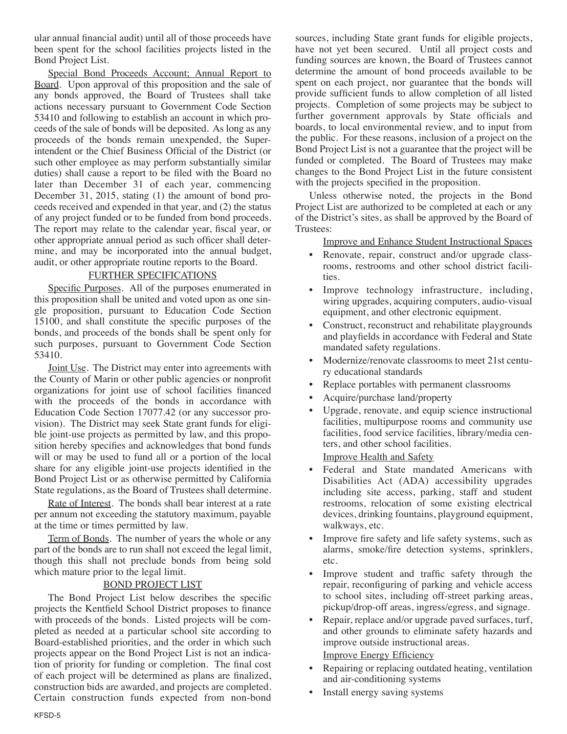ular annual financial audit) until all of those proceeds have been spent for the school facilities projects listed in the Bond Project List.

Special Bond Proceeds Account; Annual Report to Board. Upon approval of this proposition and the sale of any bonds approved, the Board of Trustees shall take actions necessary pursuant to Government Code Section 53410 and following to establish an account in which proceeds of the sale of bonds will be deposited. As long as any proceeds of the bonds remain unexpended, the Superintendent or the Chief Business Official of the District (or such other employee as may perform substantially similar duties) shall cause a report to be filed with the Board no later than December 31 of each year, commencing December 31, 2015, stating (1) the amount of bond proceeds received and expended in that year, and (2) the status of any project funded or to be funded from bond proceeds. The report may relate to the calendar year, fiscal year, or other appropriate annual period as such officer shall determine, and may be incorporated into the annual budget, audit, or other appropriate routine reports to the Board.

## FURTHER SPECIFICATIONS

Specific Purposes. All of the purposes enumerated in this proposition shall be united and voted upon as one single proposition, pursuant to Education Code Section 15100, and shall constitute the specific purposes of the bonds, and proceeds of the bonds shall be spent only for such purposes, pursuant to Government Code Section 53410.

Joint Use. The District may enter into agreements with the County of Marin or other public agencies or nonprofit organizations for joint use of school facilities financed with the proceeds of the bonds in accordance with Education Code Section 17077.42 (or any successor provision). The District may seek State grant funds for eligible joint-use projects as permitted by law, and this proposition hereby specifies and acknowledges that bond funds will or may be used to fund all or a portion of the local share for any eligible joint-use projects identified in the Bond Project List or as otherwise permitted by California State regulations, as the Board of Trustees shall determine.

Rate of Interest. The bonds shall bear interest at a rate per annum not exceeding the statutory maximum, payable at the time or times permitted by law.

Term of Bonds. The number of years the whole or any part of the bonds are to run shall not exceed the legal limit, though this shall not preclude bonds from being sold which mature prior to the legal limit.

## BOND PROJECT LIST

The Bond Project List below describes the specific projects the Kentfield School District proposes to finance with proceeds of the bonds. Listed projects will be completed as needed at a particular school site according to Board-established priorities, and the order in which such projects appear on the Bond Project List is not an indication of priority for funding or completion. The final cost of each project will be determined as plans are finalized, construction bids are awarded, and projects are completed. Certain construction funds expected from non-bond sources, including State grant funds for eligible projects, have not yet been secured. Until all project costs and funding sources are known, the Board of Trustees cannot determine the amount of bond proceeds available to be spent on each project, nor guarantee that the bonds will provide sufficient funds to allow completion of all listed projects. Completion of some projects may be subject to further government approvals by State officials and boards, to local environmental review, and to input from the public. For these reasons, inclusion of a project on the Bond Project List is not a guarantee that the project will be funded or completed. The Board of Trustees may make changes to the Bond Project List in the future consistent with the projects specified in the proposition.

Unless otherwise noted, the projects in the Bond Project List are authorized to be completed at each or any of the District's sites, as shall be approved by the Board of Trustees:

### Improve and Enhance Student Instructional Spaces

- Renovate, repair, construct and/or upgrade classrooms, restrooms and other school district facilities.
- Improve technology infrastructure, including, wiring upgrades, acquiring computers, audio-visual equipment, and other electronic equipment.
- Construct, reconstruct and rehabilitate playgrounds and playfields in accordance with Federal and State mandated safety regulations.
- Modernize/renovate classrooms to meet 21st century educational standards
- Replace portables with permanent classrooms
- Acquire/purchase land/property
- Upgrade, renovate, and equip science instructional facilities, multipurpose rooms and community use facilities, food service facilities, library/media centers, and other school facilities.

### Improve Health and Safety

- Federal and State mandated Americans with Disabilities Act (ADA) accessibility upgrades including site access, parking, staff and student restrooms, relocation of some existing electrical devices, drinking fountains, playground equipment, walkways, etc.
- Improve fire safety and life safety systems, such as alarms, smoke/fire detection systems, sprinklers, etc.
- Improve student and traffic safety through the repair, reconfiguring of parking and vehicle access to school sites, including off-street parking areas, pickup/drop-off areas, ingress/egress, and signage.
- Repair, replace and/or upgrade paved surfaces, turf, and other grounds to eliminate safety hazards and improve outside instructional areas.

### Improve Energy Efficiency

- Repairing or replacing outdated heating, ventilation and air-conditioning systems
- Install energy saving systems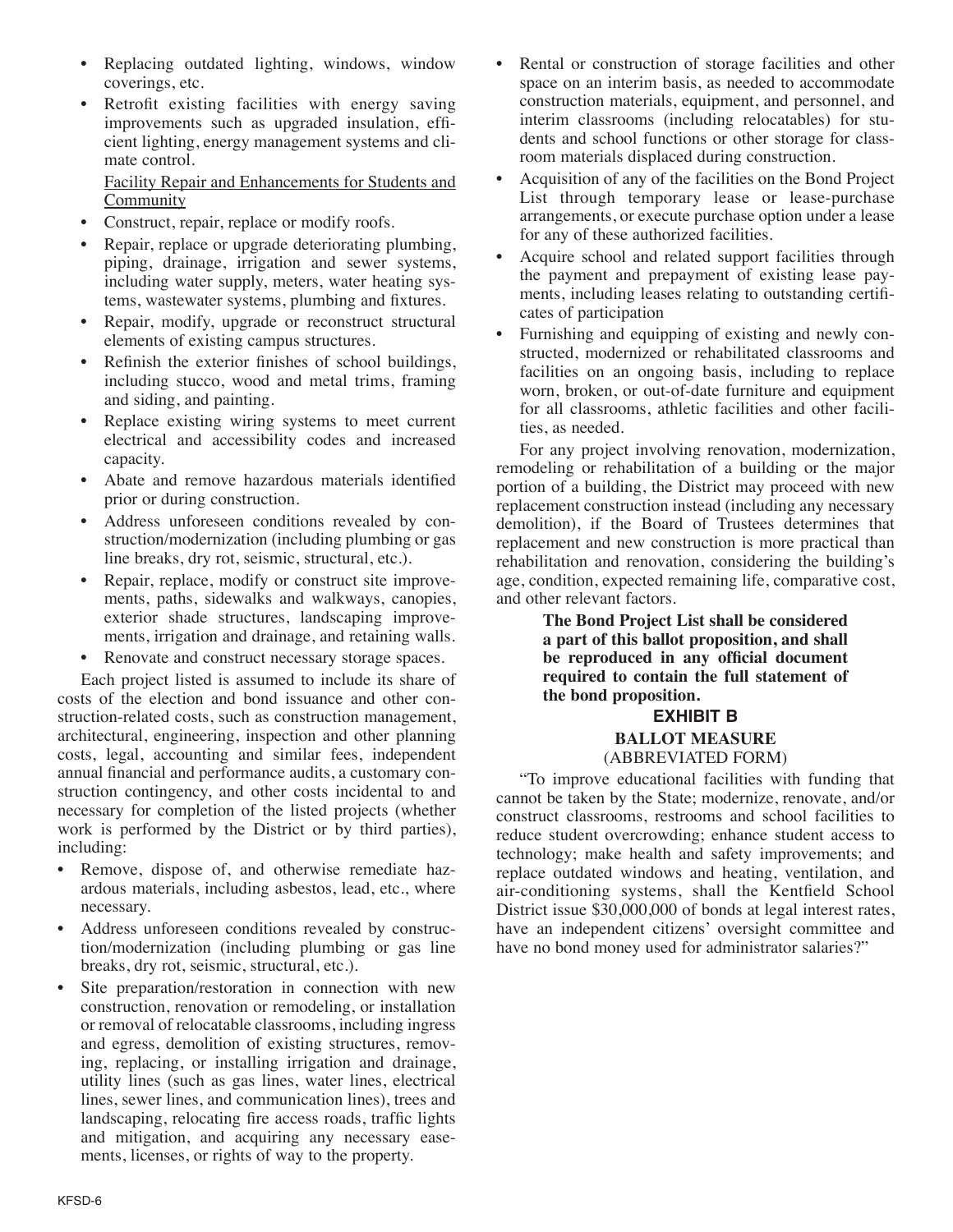- Replacing outdated lighting, windows, window coverings, etc.
- Retrofit existing facilities with energy saving improvements such as upgraded insulation, efficient lighting, energy management systems and climate control.

Facility Repair and Enhancements for Students and Community

- Construct, repair, replace or modify roofs.
- Repair, replace or upgrade deteriorating plumbing, piping, drainage, irrigation and sewer systems, including water supply, meters, water heating systems, wastewater systems, plumbing and fixtures.
- Repair, modify, upgrade or reconstruct structural elements of existing campus structures.
- Refinish the exterior finishes of school buildings, including stucco, wood and metal trims, framing and siding, and painting.
- Replace existing wiring systems to meet current electrical and accessibility codes and increased capacity.
- Abate and remove hazardous materials identified prior or during construction.
- Address unforeseen conditions revealed by construction/modernization (including plumbing or gas line breaks, dry rot, seismic, structural, etc.).
- Repair, replace, modify or construct site improvements, paths, sidewalks and walkways, canopies, exterior shade structures, landscaping improvements, irrigation and drainage, and retaining walls.
- Renovate and construct necessary storage spaces.

Each project listed is assumed to include its share of costs of the election and bond issuance and other construction-related costs, such as construction management, architectural, engineering, inspection and other planning costs, legal, accounting and similar fees, independent annual financial and performance audits, a customary construction contingency, and other costs incidental to and necessary for completion of the listed projects (whether work is performed by the District or by third parties), including:

- Remove, dispose of, and otherwise remediate hazardous materials, including asbestos, lead, etc., where necessary.
- Address unforeseen conditions revealed by construction/modernization (including plumbing or gas line breaks, dry rot, seismic, structural, etc.).
- Site preparation/restoration in connection with new construction, renovation or remodeling, or installation or removal of relocatable classrooms, including ingress and egress, demolition of existing structures, removing, replacing, or installing irrigation and drainage, utility lines (such as gas lines, water lines, electrical lines, sewer lines, and communication lines), trees and landscaping, relocating fire access roads, traffic lights and mitigation, and acquiring any necessary easements, licenses, or rights of way to the property.
- Rental or construction of storage facilities and other space on an interim basis, as needed to accommodate construction materials, equipment, and personnel, and interim classrooms (including relocatables) for students and school functions or other storage for classroom materials displaced during construction.
- Acquisition of any of the facilities on the Bond Project List through temporary lease or lease-purchase arrangements, or execute purchase option under a lease for any of these authorized facilities.
- Acquire school and related support facilities through the payment and prepayment of existing lease payments, including leases relating to outstanding certificates of participation
- Furnishing and equipping of existing and newly constructed, modernized or rehabilitated classrooms and facilities on an ongoing basis, including to replace worn, broken, or out-of-date furniture and equipment for all classrooms, athletic facilities and other facilities, as needed.

For any project involving renovation, modernization, remodeling or rehabilitation of a building or the major portion of a building, the District may proceed with new replacement construction instead (including any necessary demolition), if the Board of Trustees determines that replacement and new construction is more practical than rehabilitation and renovation, considering the building's age, condition, expected remaining life, comparative cost, and other relevant factors.

**The Bond Project List shall be considered a part of this ballot proposition, and shall be reproduced in any official document required to contain the full statement of the bond proposition.**

## EXHIBIT B

### BALLOT MEASURE
(ABBREVIATED FORM)

"To improve educational facilities with funding that cannot be taken by the State; modernize, renovate, and/or construct classrooms, restrooms and school facilities to reduce student overcrowding; enhance student access to technology; make health and safety improvements; and replace outdated windows and heating, ventilation, and air-conditioning systems, shall the Kentfield School District issue $30,000,000 of bonds at legal interest rates, have an independent citizens' oversight committee and have no bond money used for administrator salaries?"